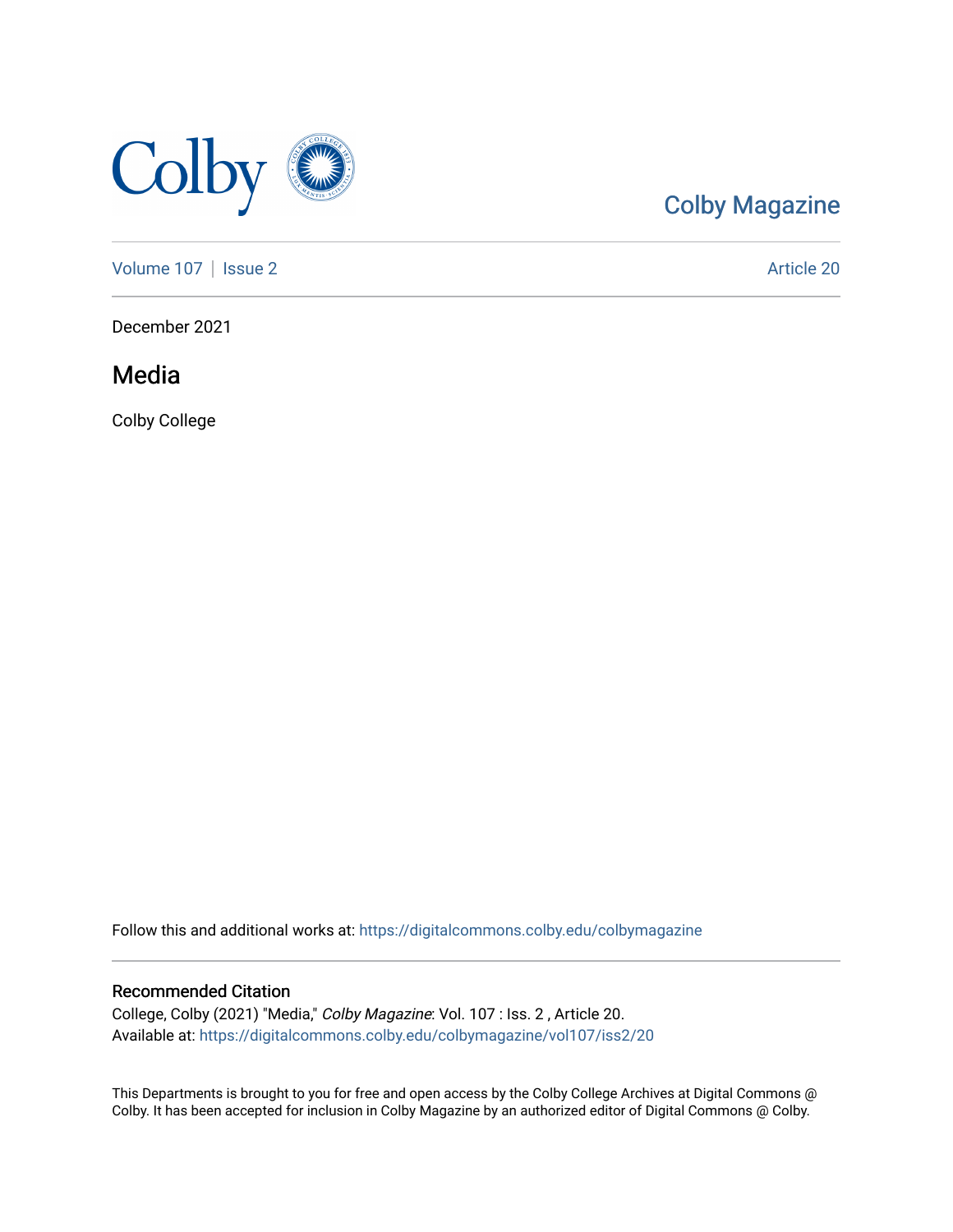Colby Magazine

Volume 107 | Issue 2 Article 20

December 2021

# Media

Colby College

Follow this and additional works at: https://digitalcommons.colby.edu/colbymagazine

## Recommended Citation

College, Colby (2021) "Media," *Colby Magazine*: Vol. 107 : Iss. 2 , Article 20.
Available at: https://digitalcommons.colby.edu/colbymagazine/vol107/iss2/20

This Departments is brought to you for free and open access by the Colby College Archives at Digital Commons @ Colby. It has been accepted for inclusion in Colby Magazine by an authorized editor of Digital Commons @ Colby.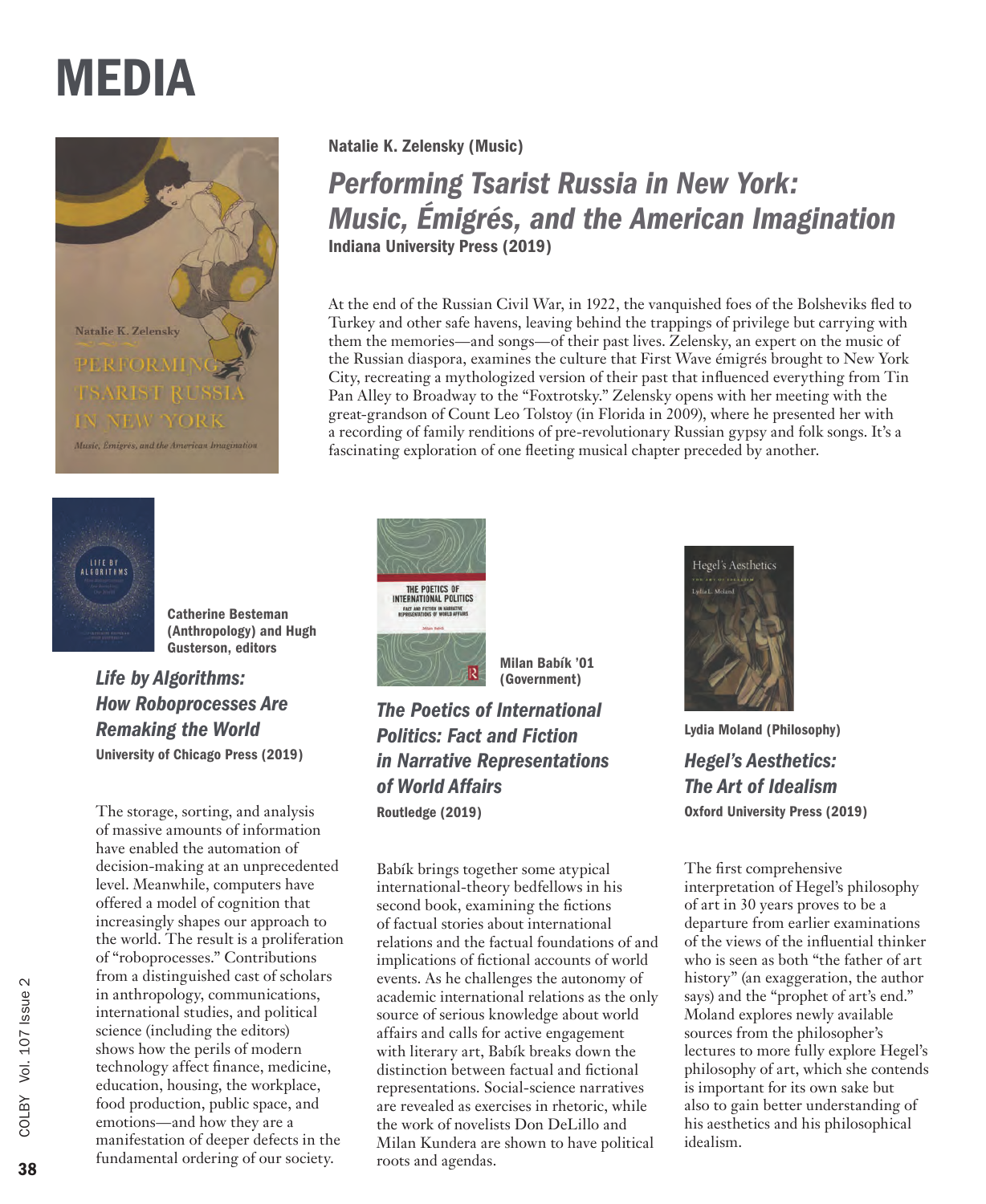# MEDIA

**Natalie K. Zelensky (Music)**

## *Performing Tsarist Russia in New York: Music, Émigrés, and the American Imagination*

**Indiana University Press (2019)**

At the end of the Russian Civil War, in 1922, the vanquished foes of the Bolsheviks fled to Turkey and other safe havens, leaving behind the trappings of privilege but carrying with them the memories—and songs—of their past lives. Zelensky, an expert on the music of the Russian diaspora, examines the culture that First Wave émigrés brought to New York City, recreating a mythologized version of their past that influenced everything from Tin Pan Alley to Broadway to the "Foxtrotsky." Zelensky opens with her meeting with the great-grandson of Count Leo Tolstoy (in Florida in 2009), where he presented her with a recording of family renditions of pre-revolutionary Russian gypsy and folk songs. It's a fascinating exploration of one fleeting musical chapter preceded by another.

**Catherine Besteman (Anthropology) and Hugh Gusterson, editors**

## *Life by Algorithms: How Roboprocesses Are Remaking the World*

**University of Chicago Press (2019)**

The storage, sorting, and analysis of massive amounts of information have enabled the automation of decision-making at an unprecedented level. Meanwhile, computers have offered a model of cognition that increasingly shapes our approach to the world. The result is a proliferation of "roboprocesses." Contributions from a distinguished cast of scholars in anthropology, communications, international studies, and political science (including the editors) shows how the perils of modern technology affect finance, medicine, education, housing, the workplace, food production, public space, and emotions—and how they are a manifestation of deeper defects in the fundamental ordering of our society.

**Milan Babík '01 (Government)**

## *The Poetics of International Politics: Fact and Fiction in Narrative Representations of World Affairs*

**Routledge (2019)**

Babík brings together some atypical international-theory bedfellows in his second book, examining the fictions of factual stories about international relations and the factual foundations of and implications of fictional accounts of world events. As he challenges the autonomy of academic international relations as the only source of serious knowledge about world affairs and calls for active engagement with literary art, Babík breaks down the distinction between factual and fictional representations. Social-science narratives are revealed as exercises in rhetoric, while the work of novelists Don DeLillo and Milan Kundera are shown to have political roots and agendas.

**Lydia Moland (Philosophy)**

## *Hegel's Aesthetics: The Art of Idealism*

**Oxford University Press (2019)**

The first comprehensive interpretation of Hegel's philosophy of art in 30 years proves to be a departure from earlier examinations of the views of the influential thinker who is seen as both "the father of art history" (an exaggeration, the author says) and the "prophet of art's end." Moland explores newly available sources from the philosopher's lectures to more fully explore Hegel's philosophy of art, which she contends is important for its own sake but also to gain better understanding of his aesthetics and his philosophical idealism.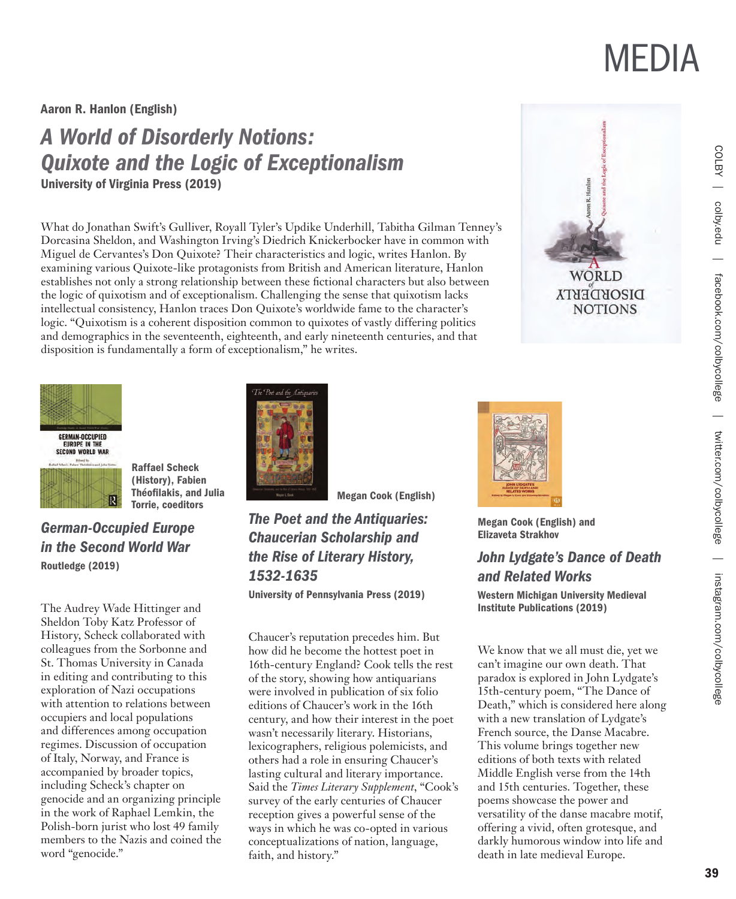# MEDIA

**Aaron R. Hanlon (English)**

## *A World of Disorderly Notions: Quixote and the Logic of Exceptionalism*

**University of Virginia Press (2019)**

What do Jonathan Swift's Gulliver, Royall Tyler's Updike Underhill, Tabitha Gilman Tenney's Dorcasina Sheldon, and Washington Irving's Diedrich Knickerbocker have in common with Miguel de Cervantes's Don Quixote? Their characteristics and logic, writes Hanlon. By examining various Quixote-like protagonists from British and American literature, Hanlon establishes not only a strong relationship between these fictional characters but also between the logic of quixotism and of exceptionalism. Challenging the sense that quixotism lacks intellectual consistency, Hanlon traces Don Quixote's worldwide fame to the character's logic. "Quixotism is a coherent disposition common to quixotes of vastly differing politics and demographics in the seventeenth, eighteenth, and early nineteenth centuries, and that disposition is fundamentally a form of exceptionalism," he writes.

**Raffael Scheck (History), Fabien Théofilakis, and Julia Torrie, coeditors**

## *German-Occupied Europe in the Second World War*

**Routledge (2019)**

The Audrey Wade Hittinger and Sheldon Toby Katz Professor of History, Scheck collaborated with colleagues from the Sorbonne and St. Thomas University in Canada in editing and contributing to this exploration of Nazi occupations with attention to relations between occupiers and local populations and differences among occupation regimes. Discussion of occupation of Italy, Norway, and France is accompanied by broader topics, including Scheck's chapter on genocide and an organizing principle in the work of Raphael Lemkin, the Polish-born jurist who lost 49 family members to the Nazis and coined the word "genocide."

**Megan Cook (English)**

## *The Poet and the Antiquaries: Chaucerian Scholarship and the Rise of Literary History, 1532-1635*

**University of Pennsylvania Press (2019)**

Chaucer's reputation precedes him. But how did he become the hottest poet in 16th-century England? Cook tells the rest of the story, showing how antiquarians were involved in publication of six folio editions of Chaucer's work in the 16th century, and how their interest in the poet wasn't necessarily literary. Historians, lexicographers, religious polemicists, and others had a role in ensuring Chaucer's lasting cultural and literary importance. Said the *Times Literary Supplement*, "Cook's survey of the early centuries of Chaucer reception gives a powerful sense of the ways in which he was co-opted in various conceptualizations of nation, language, faith, and history."

**Megan Cook (English) and Elizaveta Strakhov**

## *John Lydgate's Dance of Death and Related Works*

**Western Michigan University Medieval Institute Publications (2019)**

We know that we all must die, yet we can't imagine our own death. That paradox is explored in John Lydgate's 15th-century poem, "The Dance of Death," which is considered here along with a new translation of Lydgate's French source, the Danse Macabre. This volume brings together new editions of both texts with related Middle English verse from the 14th and 15th centuries. Together, these poems showcase the power and versatility of the danse macabre motif, offering a vivid, often grotesque, and darkly humorous window into life and death in late medieval Europe.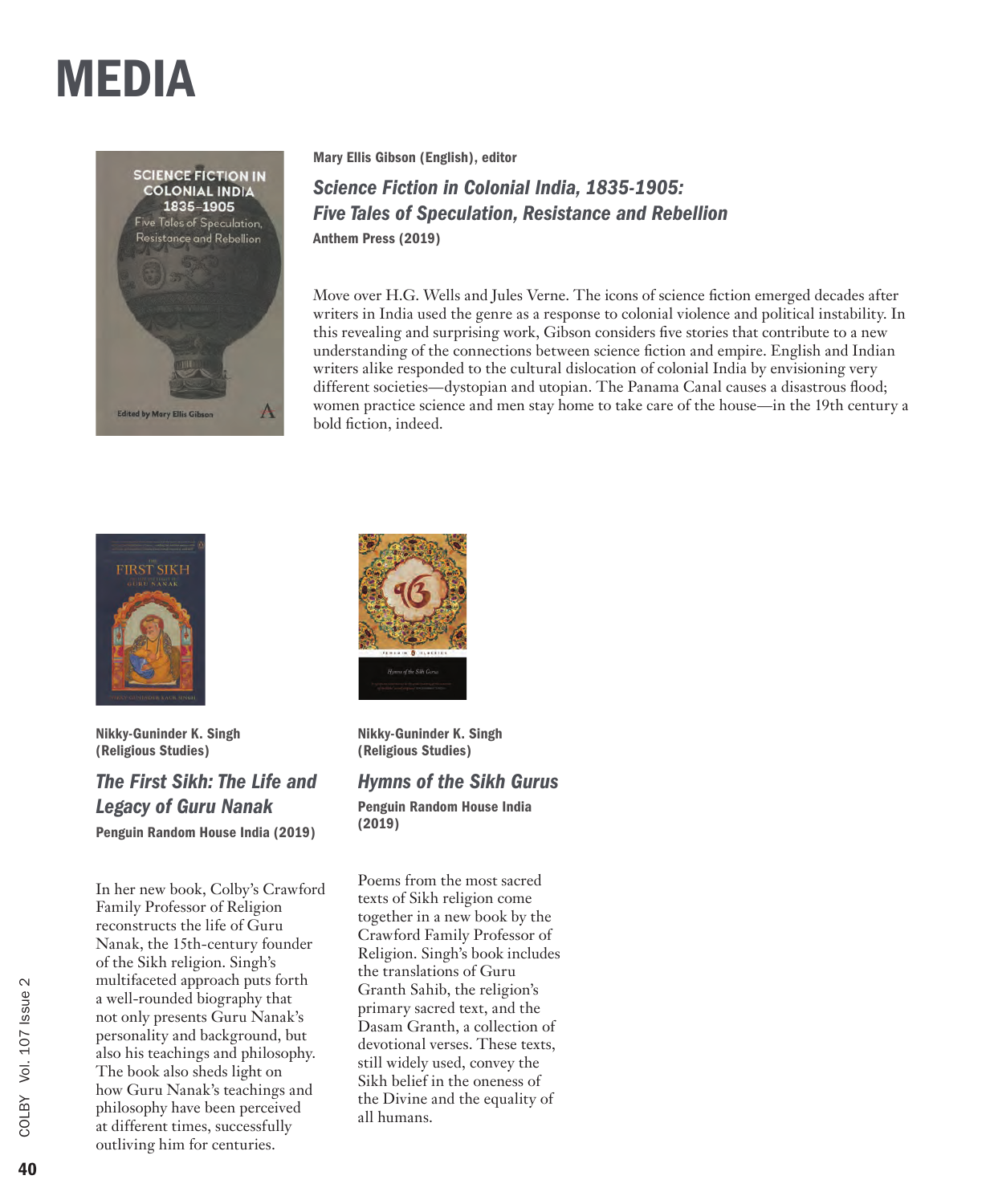# MEDIA

**Mary Ellis Gibson (English), editor**

## *Science Fiction in Colonial India, 1835-1905: Five Tales of Speculation, Resistance and Rebellion*

**Anthem Press (2019)**

Move over H.G. Wells and Jules Verne. The icons of science fiction emerged decades after writers in India used the genre as a response to colonial violence and political instability. In this revealing and surprising work, Gibson considers five stories that contribute to a new understanding of the connections between science fiction and empire. English and Indian writers alike responded to the cultural dislocation of colonial India by envisioning very different societies—dystopian and utopian. The Panama Canal causes a disastrous flood; women practice science and men stay home to take care of the house—in the 19th century a bold fiction, indeed.

**Nikky-Guninder K. Singh (Religious Studies)**

## *The First Sikh: The Life and Legacy of Guru Nanak*

**Penguin Random House India (2019)**

In her new book, Colby's Crawford Family Professor of Religion reconstructs the life of Guru Nanak, the 15th-century founder of the Sikh religion. Singh's multifaceted approach puts forth a well-rounded biography that not only presents Guru Nanak's personality and background, but also his teachings and philosophy. The book also sheds light on how Guru Nanak's teachings and philosophy have been perceived at different times, successfully outliving him for centuries.

**Nikky-Guninder K. Singh (Religious Studies)**

## *Hymns of the Sikh Gurus*

**Penguin Random House India (2019)**

Poems from the most sacred texts of Sikh religion come together in a new book by the Crawford Family Professor of Religion. Singh's book includes the translations of Guru Granth Sahib, the religion's primary sacred text, and the Dasam Granth, a collection of devotional verses. These texts, still widely used, convey the Sikh belief in the oneness of the Divine and the equality of all humans.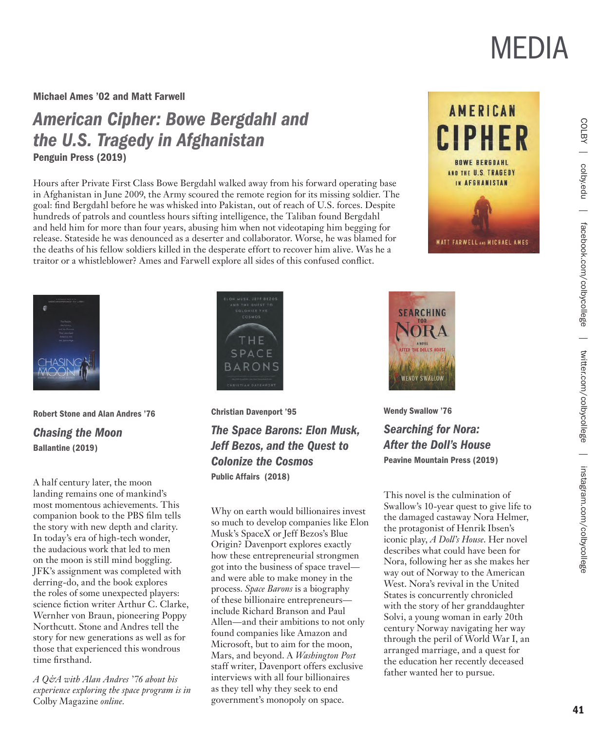# MEDIA

**Michael Ames ’02 and Matt Farwell**

## *American Cipher: Bowe Bergdahl and the U.S. Tragedy in Afghanistan*

**Penguin Press (2019)**

Hours after Private First Class Bowe Bergdahl walked away from his forward operating base in Afghanistan in June 2009, the Army scoured the remote region for its missing soldier. The goal: find Bergdahl before he was whisked into Pakistan, out of reach of U.S. forces. Despite hundreds of patrols and countless hours sifting intelligence, the Taliban found Bergdahl and held him for more than four years, abusing him when not videotaping him begging for release. Stateside he was denounced as a deserter and collaborator. Worse, he was blamed for the deaths of his fellow soldiers killed in the desperate effort to recover him alive. Was he a traitor or a whistleblower? Ames and Farwell explore all sides of this confused conflict.

**Robert Stone and Alan Andres ’76**

## *Chasing the Moon*

**Ballantine (2019)**

A half century later, the moon landing remains one of mankind’s most momentous achievements. This companion book to the PBS film tells the story with new depth and clarity. In today’s era of high-tech wonder, the audacious work that led to men on the moon is still mind boggling. JFK’s assignment was completed with derring-do, and the book explores the roles of some unexpected players: science fiction writer Arthur C. Clarke, Wernher von Braun, pioneering Poppy Northcutt. Stone and Andres tell the story for new generations as well as for those that experienced this wondrous time firsthand.

*A Q&A with Alan Andres ’76 about his experience exploring the space program is in* Colby Magazine *online.*

**Christian Davenport ’95**

## *The Space Barons: Elon Musk, Jeff Bezos, and the Quest to Colonize the Cosmos*

**Public Affairs (2018)**

Why on earth would billionaires invest so much to develop companies like Elon Musk’s SpaceX or Jeff Bezos’s Blue Origin? Davenport explores exactly how these entrepreneurial strongmen got into the business of space travel—and were able to make money in the process. *Space Barons* is a biography of these billionaire entrepreneurs—include Richard Branson and Paul Allen—and their ambitions to not only found companies like Amazon and Microsoft, but to aim for the moon, Mars, and beyond. A *Washington Post* staff writer, Davenport offers exclusive interviews with all four billionaires as they tell why they seek to end government’s monopoly on space.

**Wendy Swallow ’76**

## *Searching for Nora: After the Doll’s House*

**Peavine Mountain Press (2019)**

This novel is the culmination of Swallow’s 10-year quest to give life to the damaged castaway Nora Helmer, the protagonist of Henrik Ibsen’s iconic play, *A Doll’s House*. Her novel describes what could have been for Nora, following her as she makes her way out of Norway to the American West. Nora’s revival in the United States is concurrently chronicled with the story of her granddaughter Solvi, a young woman in early 20th century Norway navigating her way through the peril of World War I, an arranged marriage, and a quest for the education her recently deceased father wanted her to pursue.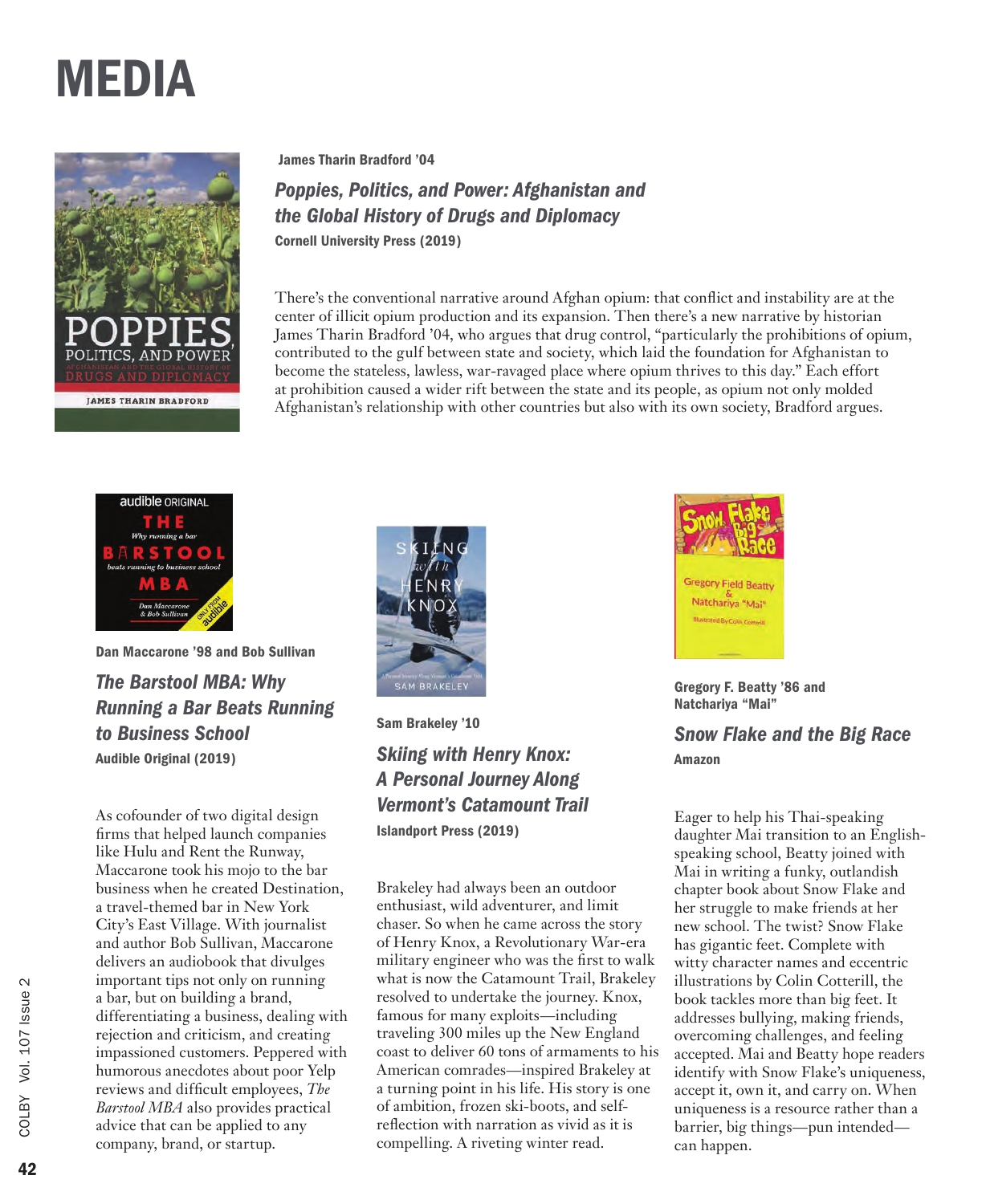# MEDIA

**James Tharin Bradford '04**

### *Poppies, Politics, and Power: Afghanistan and the Global History of Drugs and Diplomacy*

**Cornell University Press (2019)**

There's the conventional narrative around Afghan opium: that conflict and instability are at the center of illicit opium production and its expansion. Then there's a new narrative by historian James Tharin Bradford '04, who argues that drug control, "particularly the prohibitions of opium, contributed to the gulf between state and society, which laid the foundation for Afghanistan to become the stateless, lawless, war-ravaged place where opium thrives to this day." Each effort at prohibition caused a wider rift between the state and its people, as opium not only molded Afghanistan's relationship with other countries but also with its own society, Bradford argues.

**Dan Maccarone '98 and Bob Sullivan**

### *The Barstool MBA: Why Running a Bar Beats Running to Business School*

**Audible Original (2019)**

As cofounder of two digital design firms that helped launch companies like Hulu and Rent the Runway, Maccarone took his mojo to the bar business when he created Destination, a travel-themed bar in New York City's East Village. With journalist and author Bob Sullivan, Maccarone delivers an audiobook that divulges important tips not only on running a bar, but on building a brand, differentiating a business, dealing with rejection and criticism, and creating impassioned customers. Peppered with humorous anecdotes about poor Yelp reviews and difficult employees, *The Barstool MBA* also provides practical advice that can be applied to any company, brand, or startup.

**Sam Brakeley '10**

### *Skiing with Henry Knox: A Personal Journey Along Vermont's Catamount Trail*

**Islandport Press (2019)**

Brakeley had always been an outdoor enthusiast, wild adventurer, and limit chaser. So when he came across the story of Henry Knox, a Revolutionary War-era military engineer who was the first to walk what is now the Catamount Trail, Brakeley resolved to undertake the journey. Knox, famous for many exploits—including traveling 300 miles up the New England coast to deliver 60 tons of armaments to his American comrades—inspired Brakeley at a turning point in his life. His story is one of ambition, frozen ski-boots, and self-reflection with narration as vivid as it is compelling. A riveting winter read.

**Gregory F. Beatty '86 and Natchariya "Mai"**

### *Snow Flake and the Big Race*

**Amazon**

Eager to help his Thai-speaking daughter Mai transition to an English-speaking school, Beatty joined with Mai in writing a funky, outlandish chapter book about Snow Flake and her struggle to make friends at her new school. The twist? Snow Flake has gigantic feet. Complete with witty character names and eccentric illustrations by Colin Cotterill, the book tackles more than big feet. It addresses bullying, making friends, overcoming challenges, and feeling accepted. Mai and Beatty hope readers identify with Snow Flake's uniqueness, accept it, own it, and carry on. When uniqueness is a resource rather than a barrier, big things—pun intended—can happen.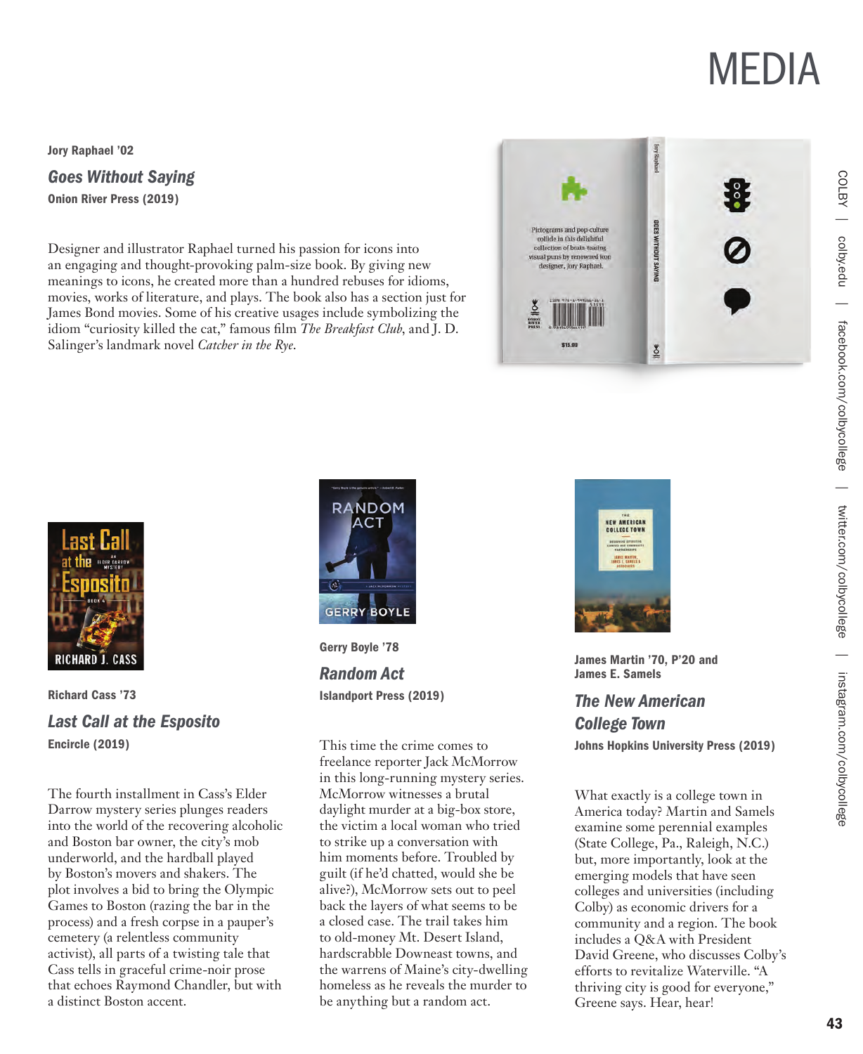# MEDIA

**Jory Raphael ’02**

### *Goes Without Saying*

**Onion River Press (2019)**

Designer and illustrator Raphael turned his passion for icons into an engaging and thought-provoking palm-size book. By giving new meanings to icons, he created more than a hundred rebuses for idioms, movies, works of literature, and plays. The book also has a section just for James Bond movies. Some of his creative usages include symbolizing the idiom “curiosity killed the cat,” famous film *The Breakfast Club*, and J. D. Salinger’s landmark novel *Catcher in the Rye*.

**Richard Cass ’73**

### *Last Call at the Esposito*

**Encircle (2019)**

The fourth installment in Cass’s Elder Darrow mystery series plunges readers into the world of the recovering alcoholic and Boston bar owner, the city’s mob underworld, and the hardball played by Boston’s movers and shakers. The plot involves a bid to bring the Olympic Games to Boston (razing the bar in the process) and a fresh corpse in a pauper’s cemetery (a relentless community activist), all parts of a twisting tale that Cass tells in graceful crime-noir prose that echoes Raymond Chandler, but with a distinct Boston accent.

**Gerry Boyle ’78**

### *Random Act*

**Islandport Press (2019)**

This time the crime comes to freelance reporter Jack McMorrow in this long-running mystery series. McMorrow witnesses a brutal daylight murder at a big-box store, the victim a local woman who tried to strike up a conversation with him moments before. Troubled by guilt (if he’d chatted, would she be alive?), McMorrow sets out to peel back the layers of what seems to be a closed case. The trail takes him to old-money Mt. Desert Island, hardscrabble Downeast towns, and the warrens of Maine’s city-dwelling homeless as he reveals the murder to be anything but a random act.

**James Martin ’70, P’20 and James E. Samels**

### *The New American College Town*

**Johns Hopkins University Press (2019)**

What exactly is a college town in America today? Martin and Samels examine some perennial examples (State College, Pa., Raleigh, N.C.) but, more importantly, look at the emerging models that have seen colleges and universities (including Colby) as economic drivers for a community and a region. The book includes a Q&A with President David Greene, who discusses Colby’s efforts to revitalize Waterville. “A thriving city is good for everyone,” Greene says. Hear, hear!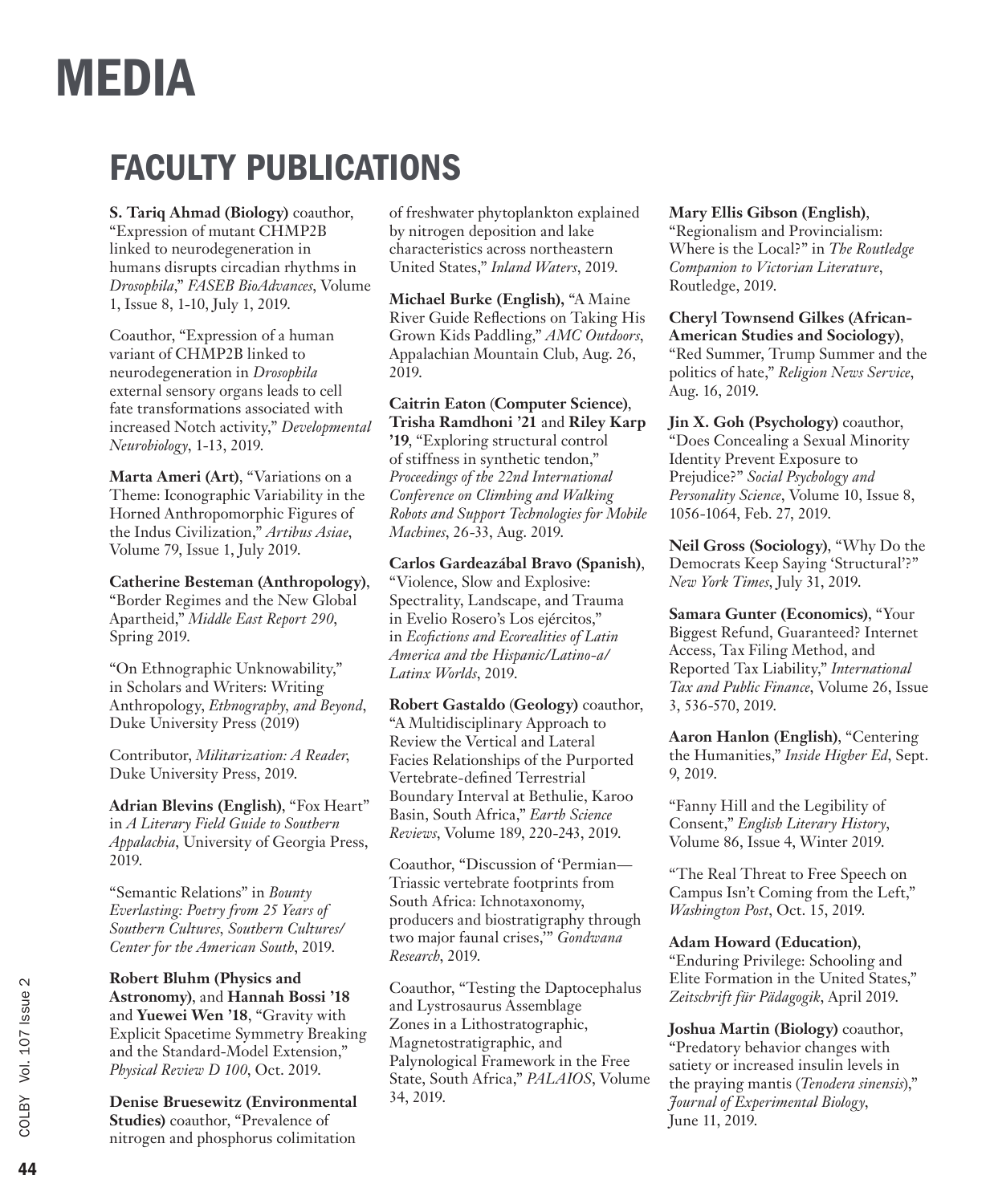# MEDIA

## FACULTY PUBLICATIONS

**S. Tariq Ahmad (Biology)** coauthor, "Expression of mutant CHMP2B linked to neurodegeneration in humans disrupts circadian rhythms in *Drosophila*," *FASEB BioAdvances*, Volume 1, Issue 8, 1-10, July 1, 2019.

Coauthor, "Expression of a human variant of CHMP2B linked to neurodegeneration in *Drosophila* external sensory organs leads to cell fate transformations associated with increased Notch activity," *Developmental Neurobiology*, 1-13, 2019.

**Marta Ameri (Art)**, "Variations on a Theme: Iconographic Variability in the Horned Anthropomorphic Figures of the Indus Civilization," *Artibus Asiae*, Volume 79, Issue 1, July 2019.

**Catherine Besteman (Anthropology)**, "Border Regimes and the New Global Apartheid," *Middle East Report 290*, Spring 2019.

"On Ethnographic Unknowability," in Scholars and Writers: Writing Anthropology, *Ethnography, and Beyond*, Duke University Press (2019)

Contributor, *Militarization: A Reader*, Duke University Press, 2019.

**Adrian Blevins (English)**, "Fox Heart" in *A Literary Field Guide to Southern Appalachia*, University of Georgia Press, 2019.

"Semantic Relations" in *Bounty Everlasting: Poetry from 25 Years of Southern Cultures, Southern Cultures/ Center for the American South*, 2019.

**Robert Bluhm (Physics and Astronomy)**, and **Hannah Bossi '18** and **Yuewei Wen '18**, "Gravity with Explicit Spacetime Symmetry Breaking and the Standard-Model Extension," *Physical Review D 100*, Oct. 2019.

**Denise Bruesewitz (Environmental Studies)** coauthor, "Prevalence of nitrogen and phosphorus colimitation of freshwater phytoplankton explained by nitrogen deposition and lake characteristics across northeastern United States," *Inland Waters*, 2019.

**Michael Burke (English),** "A Maine River Guide Reflections on Taking His Grown Kids Paddling," *AMC Outdoors*, Appalachian Mountain Club, Aug. 26, 2019.

**Caitrin Eaton (Computer Science)**, **Trisha Ramdhoni '21** and **Riley Karp '19**, "Exploring structural control of stiffness in synthetic tendon," *Proceedings of the 22nd International Conference on Climbing and Walking Robots and Support Technologies for Mobile Machines*, 26-33, Aug. 2019.

**Carlos Gardeazábal Bravo (Spanish)**, "Violence, Slow and Explosive: Spectrality, Landscape, and Trauma in Evelio Rosero's Los ejércitos," in *Ecofictions and Ecorealities of Latin America and the Hispanic/Latino-a/ Latinx Worlds*, 2019.

**Robert Gastaldo (Geology)** coauthor, "A Multidisciplinary Approach to Review the Vertical and Lateral Facies Relationships of the Purported Vertebrate-defined Terrestrial Boundary Interval at Bethulie, Karoo Basin, South Africa," *Earth Science Reviews*, Volume 189, 220-243, 2019.

Coauthor, "Discussion of 'Permian—Triassic vertebrate footprints from South Africa: Ichnotaxonomy, producers and biostratigraphy through two major faunal crises,'" *Gondwana Research*, 2019.

Coauthor, "Testing the Daptocephalus and Lystrosaurus Assemblage Zones in a Lithostratographic, Magnetostratigraphic, and Palynological Framework in the Free State, South Africa," *PALAIOS*, Volume 34, 2019.

**Mary Ellis Gibson (English)**, "Regionalism and Provincialism: Where is the Local?" in *The Routledge Companion to Victorian Literature*, Routledge, 2019.

**Cheryl Townsend Gilkes (African-American Studies and Sociology)**, "Red Summer, Trump Summer and the politics of hate," *Religion News Service*, Aug. 16, 2019.

**Jin X. Goh (Psychology)** coauthor, "Does Concealing a Sexual Minority Identity Prevent Exposure to Prejudice?" *Social Psychology and Personality Science*, Volume 10, Issue 8, 1056-1064, Feb. 27, 2019.

**Neil Gross (Sociology)**, "Why Do the Democrats Keep Saying 'Structural'?" *New York Times*, July 31, 2019.

**Samara Gunter (Economics)**, "Your Biggest Refund, Guaranteed? Internet Access, Tax Filing Method, and Reported Tax Liability," *International Tax and Public Finance*, Volume 26, Issue 3, 536-570, 2019.

**Aaron Hanlon (English)**, "Centering the Humanities," *Inside Higher Ed*, Sept. 9, 2019.

"Fanny Hill and the Legibility of Consent," *English Literary History*, Volume 86, Issue 4, Winter 2019.

"The Real Threat to Free Speech on Campus Isn't Coming from the Left," *Washington Post*, Oct. 15, 2019.

**Adam Howard (Education)**, "Enduring Privilege: Schooling and Elite Formation in the United States," *Zeitschrift für Pädagogik*, April 2019.

**Joshua Martin (Biology)** coauthor, "Predatory behavior changes with satiety or increased insulin levels in the praying mantis (*Tenodera sinensis*)," *Journal of Experimental Biology*, June 11, 2019.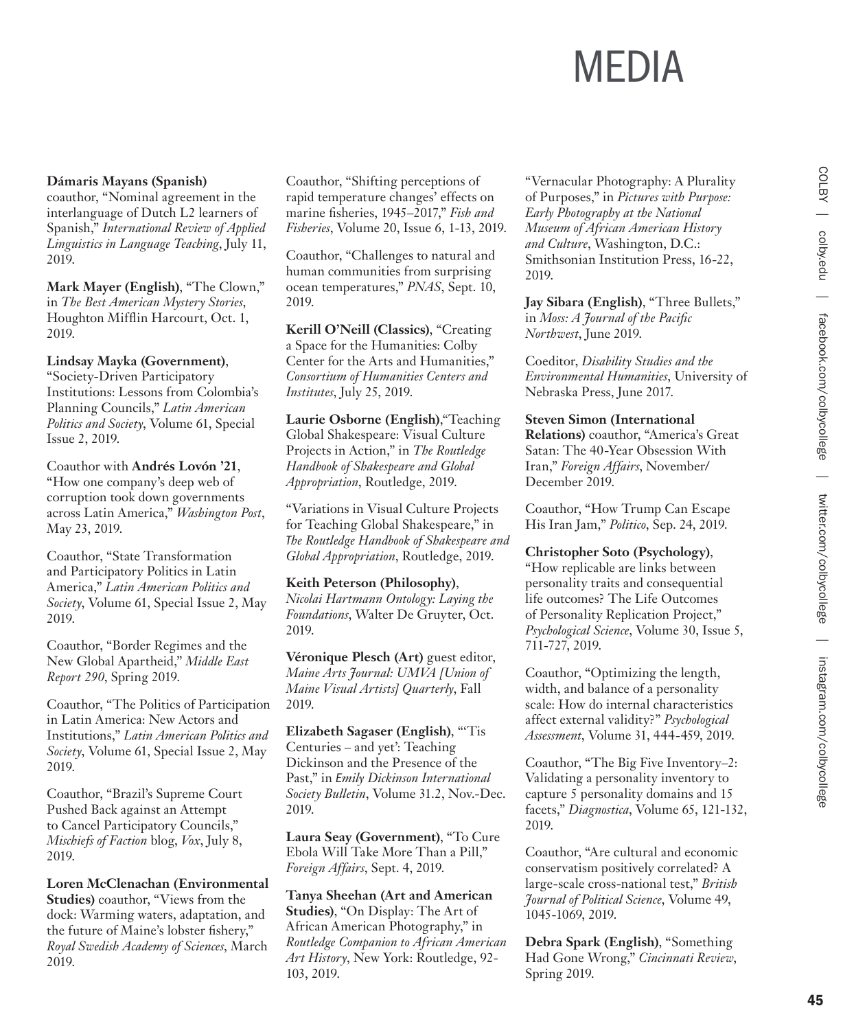# MEDIA

**Dámaris Mayans (Spanish)** coauthor, "Nominal agreement in the interlanguage of Dutch L2 learners of Spanish," *International Review of Applied Linguistics in Language Teaching*, July 11, 2019.

**Mark Mayer (English)**, "The Clown," in *The Best American Mystery Stories*, Houghton Mifflin Harcourt, Oct. 1, 2019.

**Lindsay Mayka (Government)**, "Society-Driven Participatory Institutions: Lessons from Colombia's Planning Councils," *Latin American Politics and Society*, Volume 61, Special Issue 2, 2019.

Coauthor with **Andrés Lovón '21**, "How one company's deep web of corruption took down governments across Latin America," *Washington Post*, May 23, 2019.

Coauthor, "State Transformation and Participatory Politics in Latin America," *Latin American Politics and Society*, Volume 61, Special Issue 2, May 2019.

Coauthor, "Border Regimes and the New Global Apartheid," *Middle East Report 290*, Spring 2019.

Coauthor, "The Politics of Participation in Latin America: New Actors and Institutions," *Latin American Politics and Society*, Volume 61, Special Issue 2, May 2019.

Coauthor, "Brazil's Supreme Court Pushed Back against an Attempt to Cancel Participatory Councils," *Mischiefs of Faction* blog, *Vox*, July 8, 2019.

**Loren McClenachan (Environmental Studies)** coauthor, "Views from the dock: Warming waters, adaptation, and the future of Maine's lobster fishery," *Royal Swedish Academy of Sciences*, March 2019.

Coauthor, "Shifting perceptions of rapid temperature changes' effects on marine fisheries, 1945–2017," *Fish and Fisheries*, Volume 20, Issue 6, 1-13, 2019.

Coauthor, "Challenges to natural and human communities from surprising ocean temperatures," *PNAS*, Sept. 10, 2019.

**Kerill O'Neill (Classics)**, "Creating a Space for the Humanities: Colby Center for the Arts and Humanities," *Consortium of Humanities Centers and Institutes*, July 25, 2019.

**Laurie Osborne (English)**,"Teaching Global Shakespeare: Visual Culture Projects in Action," in *The Routledge Handbook of Shakespeare and Global Appropriation*, Routledge, 2019.

"Variations in Visual Culture Projects for Teaching Global Shakespeare," in *The Routledge Handbook of Shakespeare and Global Appropriation*, Routledge, 2019.

**Keith Peterson (Philosophy)**, *Nicolai Hartmann Ontology: Laying the Foundations*, Walter De Gruyter, Oct. 2019.

**Véronique Plesch (Art)** guest editor, *Maine Arts Journal: UMVA [Union of Maine Visual Artists] Quarterly*, Fall 2019.

**Elizabeth Sagaser (English)**, "'Tis Centuries – and yet': Teaching Dickinson and the Presence of the Past," in *Emily Dickinson International Society Bulletin*, Volume 31.2, Nov.-Dec. 2019.

**Laura Seay (Government)**, "To Cure Ebola Will Take More Than a Pill," *Foreign Affairs*, Sept. 4, 2019.

**Tanya Sheehan (Art and American Studies)**, "On Display: The Art of African American Photography," in *Routledge Companion to African American Art History*, New York: Routledge, 92-103, 2019.

"Vernacular Photography: A Plurality of Purposes," in *Pictures with Purpose: Early Photography at the National Museum of African American History and Culture*, Washington, D.C.: Smithsonian Institution Press, 16-22, 2019.

**Jay Sibara (English)**, "Three Bullets," in *Moss: A Journal of the Pacific Northwest*, June 2019.

Coeditor, *Disability Studies and the Environmental Humanities*, University of Nebraska Press, June 2017.

**Steven Simon (International Relations)** coauthor, "America's Great Satan: The 40-Year Obsession With Iran," *Foreign Affairs*, November/December 2019.

Coauthor, "How Trump Can Escape His Iran Jam," *Politico*, Sep. 24, 2019.

**Christopher Soto (Psychology)**, "How replicable are links between personality traits and consequential life outcomes? The Life Outcomes of Personality Replication Project," *Psychological Science*, Volume 30, Issue 5, 711-727, 2019.

Coauthor, "Optimizing the length, width, and balance of a personality scale: How do internal characteristics affect external validity?" *Psychological Assessment*, Volume 31, 444-459, 2019.

Coauthor, "The Big Five Inventory–2: Validating a personality inventory to capture 5 personality domains and 15 facets," *Diagnostica*, Volume 65, 121-132, 2019.

Coauthor, "Are cultural and economic conservatism positively correlated? A large-scale cross-national test," *British Journal of Political Science*, Volume 49, 1045-1069, 2019.

**Debra Spark (English)**, "Something Had Gone Wrong," *Cincinnati Review*, Spring 2019.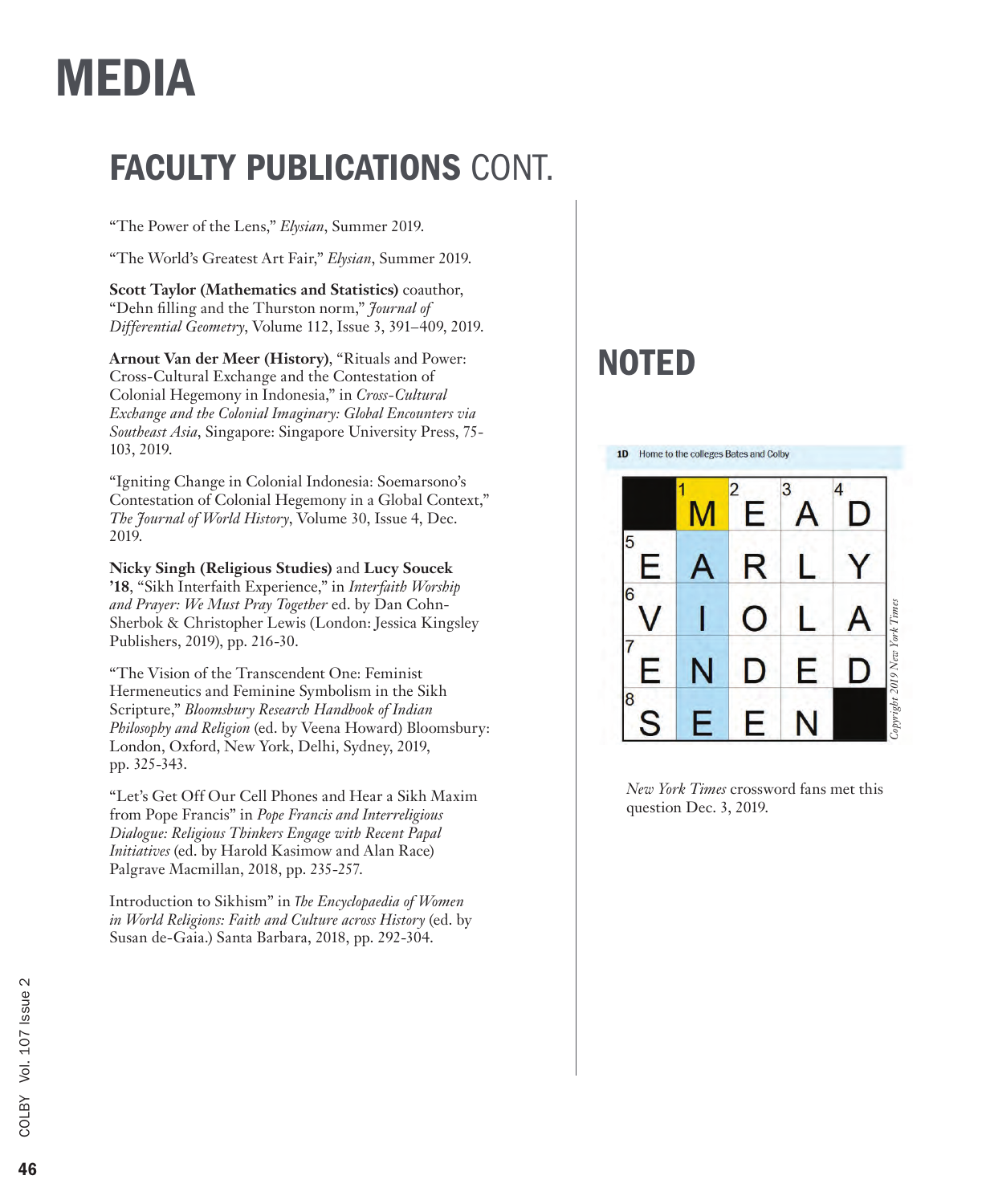// MEDIA

## FACULTY PUBLICATIONS CONT.

"The Power of the Lens," *Elysian*, Summer 2019.

"The World's Greatest Art Fair," *Elysian*, Summer 2019.

**Scott Taylor (Mathematics and Statistics)** coauthor, "Dehn filling and the Thurston norm," *Journal of Differential Geometry*, Volume 112, Issue 3, 391–409, 2019.

**Arnout Van der Meer (History)**, "Rituals and Power: Cross-Cultural Exchange and the Contestation of Colonial Hegemony in Indonesia," in *Cross-Cultural Exchange and the Colonial Imaginary: Global Encounters via Southeast Asia*, Singapore: Singapore University Press, 75-103, 2019.

"Igniting Change in Colonial Indonesia: Soemarsono's Contestation of Colonial Hegemony in a Global Context," *The Journal of World History*, Volume 30, Issue 4, Dec. 2019.

**Nicky Singh (Religious Studies)** and **Lucy Soucek '18**, "Sikh Interfaith Experience," in *Interfaith Worship and Prayer: We Must Pray Together* ed. by Dan Cohn-Sherbok & Christopher Lewis (London: Jessica Kingsley Publishers, 2019), pp. 216-30.

"The Vision of the Transcendent One: Feminist Hermeneutics and Feminine Symbolism in the Sikh Scripture," *Bloomsbury Research Handbook of Indian Philosophy and Religion* (ed. by Veena Howard) Bloomsbury: London, Oxford, New York, Delhi, Sydney, 2019, pp. 325-343.

"Let's Get Off Our Cell Phones and Hear a Sikh Maxim from Pope Francis" in *Pope Francis and Interreligious Dialogue: Religious Thinkers Engage with Recent Papal Initiatives* (ed. by Harold Kasimow and Alan Race) Palgrave Macmillan, 2018, pp. 235-257.

Introduction to Sikhism" in *The Encyclopaedia of Women in World Religions: Faith and Culture across History* (ed. by Susan de-Gaia.) Santa Barbara, 2018, pp. 292-304.

## NOTED

**1D** Home to the colleges Bates and Colby

|  | 1 M | 2 E | 3 A | 4 D |
|---|---|---|---|---|
| 5 E | A | R | L | Y |
| 6 V | I | O | L | A |
| 7 E | N | D | E | D |
| 8 S | E | E | N |  |

*Copyright 2019 New York Times*

*New York Times* crossword fans met this question Dec. 3, 2019.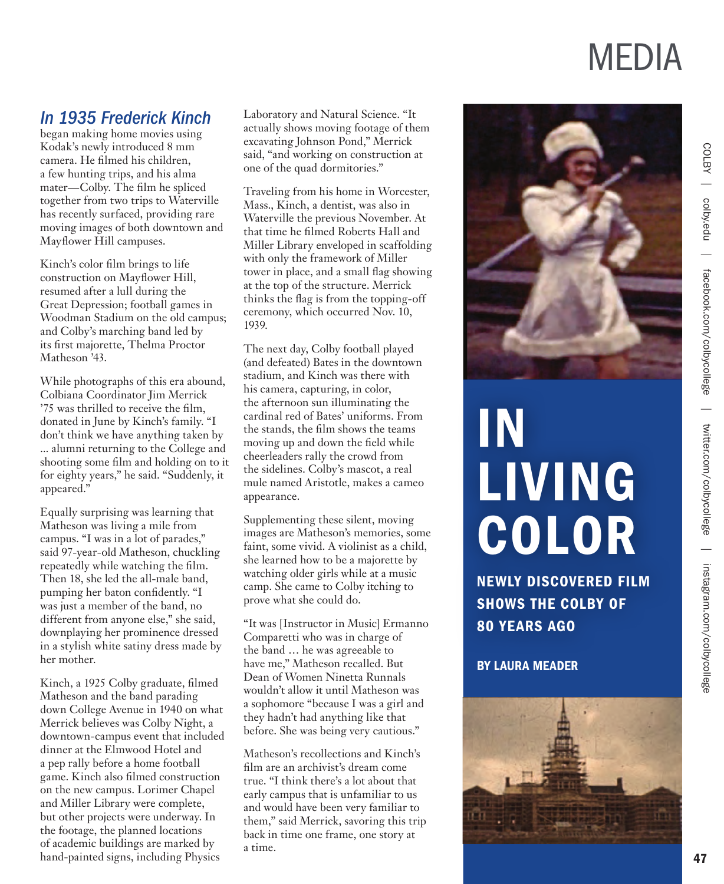# MEDIA

# IN LIVING COLOR

**NEWLY DISCOVERED FILM SHOWS THE COLBY OF 80 YEARS AGO**

**BY LAURA MEADER**

*In 1935 Frederick Kinch* began making home movies using Kodak's newly introduced 8 mm camera. He filmed his children, a few hunting trips, and his alma mater—Colby. The film he spliced together from two trips to Waterville has recently surfaced, providing rare moving images of both downtown and Mayflower Hill campuses.

Kinch's color film brings to life construction on Mayflower Hill, resumed after a lull during the Great Depression; football games in Woodman Stadium on the old campus; and Colby's marching band led by its first majorette, Thelma Proctor Matheson '43.

While photographs of this era abound, Colbiana Coordinator Jim Merrick '75 was thrilled to receive the film, donated in June by Kinch's family. "I don't think we have anything taken by ... alumni returning to the College and shooting some film and holding on to it for eighty years," he said. "Suddenly, it appeared."

Equally surprising was learning that Matheson was living a mile from campus. "I was in a lot of parades," said 97-year-old Matheson, chuckling repeatedly while watching the film. Then 18, she led the all-male band, pumping her baton confidently. "I was just a member of the band, no different from anyone else," she said, downplaying her prominence dressed in a stylish white satiny dress made by her mother.

Kinch, a 1925 Colby graduate, filmed Matheson and the band parading down College Avenue in 1940 on what Merrick believes was Colby Night, a downtown-campus event that included dinner at the Elmwood Hotel and a pep rally before a home football game. Kinch also filmed construction on the new campus. Lorimer Chapel and Miller Library were complete, but other projects were underway. In the footage, the planned locations of academic buildings are marked by hand-painted signs, including Physics Laboratory and Natural Science. "It actually shows moving footage of them excavating Johnson Pond," Merrick said, "and working on construction at one of the quad dormitories."

Traveling from his home in Worcester, Mass., Kinch, a dentist, was also in Waterville the previous November. At that time he filmed Roberts Hall and Miller Library enveloped in scaffolding with only the framework of Miller tower in place, and a small flag showing at the top of the structure. Merrick thinks the flag is from the topping-off ceremony, which occurred Nov. 10, 1939.

The next day, Colby football played (and defeated) Bates in the downtown stadium, and Kinch was there with his camera, capturing, in color, the afternoon sun illuminating the cardinal red of Bates' uniforms. From the stands, the film shows the teams moving up and down the field while cheerleaders rally the crowd from the sidelines. Colby's mascot, a real mule named Aristotle, makes a cameo appearance.

Supplementing these silent, moving images are Matheson's memories, some faint, some vivid. A violinist as a child, she learned how to be a majorette by watching older girls while at a music camp. She came to Colby itching to prove what she could do.

"It was [Instructor in Music] Ermanno Comparetti who was in charge of the band … he was agreeable to have me," Matheson recalled. But Dean of Women Ninetta Runnals wouldn't allow it until Matheson was a sophomore "because I was a girl and they hadn't had anything like that before. She was being very cautious."

Matheson's recollections and Kinch's film are an archivist's dream come true. "I think there's a lot about that early campus that is unfamiliar to us and would have been very familiar to them," said Merrick, savoring this trip back in time one frame, one story at a time.